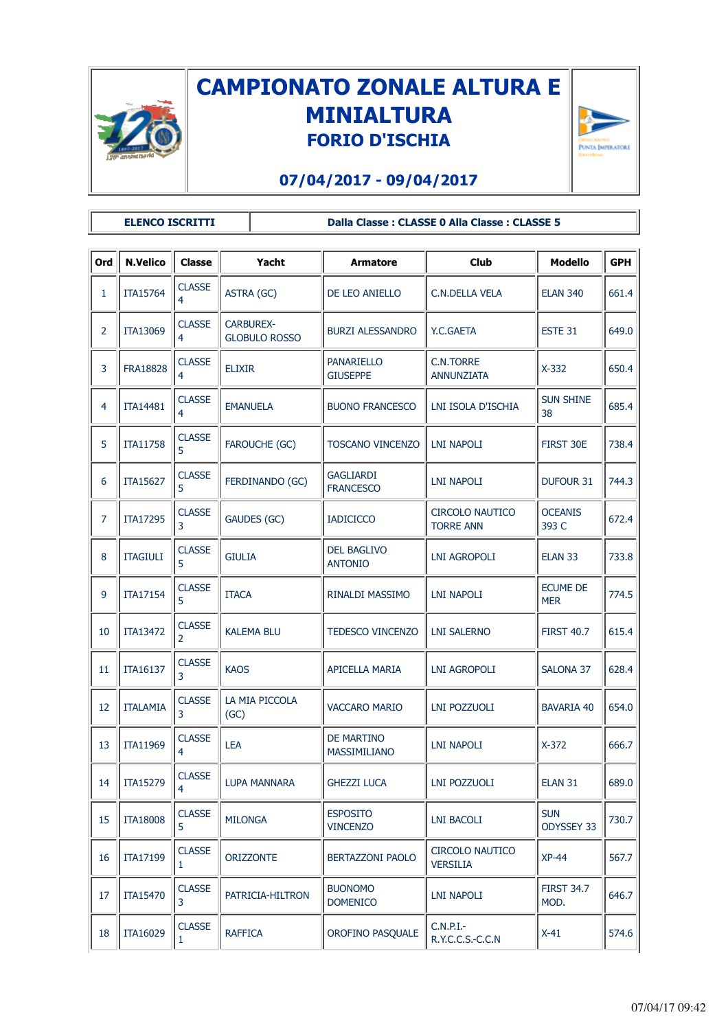# CAMPIONATO ZONALE ALTURA E MINIALTURA

## FORIO D'ISCHIA

**07/04/2017 - 09/04/2017**

| **ELENCO ISCRITTI** | **Dalla Classe : CLASSE 0 Alla Classe : CLASSE 5** |
|---|---|

| Ord | N.Velico | Classe | Yacht | Armatore | Club | Modello | GPH |
|---|---|---|---|---|---|---|---|
| 1 | ITA15764 | CLASSE 4 | ASTRA (GC) | DE LEO ANIELLO | C.N.DELLA VELA | ELAN 340 | 661.4 |
| 2 | ITA13069 | CLASSE 4 | CARBUREX-GLOBULO ROSSO | BURZI ALESSANDRO | Y.C.GAETA | ESTE 31 | 649.0 |
| 3 | FRA18828 | CLASSE 4 | ELIXIR | PANARIELLO GIUSEPPE | C.N.TORRE ANNUNZIATA | X-332 | 650.4 |
| 4 | ITA14481 | CLASSE 4 | EMANUELA | BUONO FRANCESCO | LNI ISOLA D'ISCHIA | SUN SHINE 38 | 685.4 |
| 5 | ITA11758 | CLASSE 5 | FAROUCHE (GC) | TOSCANO VINCENZO | LNI NAPOLI | FIRST 30E | 738.4 |
| 6 | ITA15627 | CLASSE 5 | FERDINANDO (GC) | GAGLIARDI FRANCESCO | LNI NAPOLI | DUFOUR 31 | 744.3 |
| 7 | ITA17295 | CLASSE 3 | GAUDES (GC) | IADICICCO | CIRCOLO NAUTICO TORRE ANN | OCEANIS 393 C | 672.4 |
| 8 | ITAGIULI | CLASSE 5 | GIULIA | DEL BAGLIVO ANTONIO | LNI AGROPOLI | ELAN 33 | 733.8 |
| 9 | ITA17154 | CLASSE 5 | ITACA | RINALDI MASSIMO | LNI NAPOLI | ECUME DE MER | 774.5 |
| 10 | ITA13472 | CLASSE 2 | KALEMA BLU | TEDESCO VINCENZO | LNI SALERNO | FIRST 40.7 | 615.4 |
| 11 | ITA16137 | CLASSE 3 | KAOS | APICELLA MARIA | LNI AGROPOLI | SALONA 37 | 628.4 |
| 12 | ITALAMIA | CLASSE 3 | LA MIA PICCOLA (GC) | VACCARO MARIO | LNI POZZUOLI | BAVARIA 40 | 654.0 |
| 13 | ITA11969 | CLASSE 4 | LEA | DE MARTINO MASSIMILIANO | LNI NAPOLI | X-372 | 666.7 |
| 14 | ITA15279 | CLASSE 4 | LUPA MANNARA | GHEZZI LUCA | LNI POZZUOLI | ELAN 31 | 689.0 |
| 15 | ITA18008 | CLASSE 5 | MILONGA | ESPOSITO VINCENZO | LNI BACOLI | SUN ODYSSEY 33 | 730.7 |
| 16 | ITA17199 | CLASSE 1 | ORIZZONTE | BERTAZZONI PAOLO | CIRCOLO NAUTICO VERSILIA | XP-44 | 567.7 |
| 17 | ITA15470 | CLASSE 3 | PATRICIA-HILTRON | BUONOMO DOMENICO | LNI NAPOLI | FIRST 34.7 MOD. | 646.7 |
| 18 | ITA16029 | CLASSE 1 | RAFFICA | OROFINO PASQUALE | C.N.P.I.-R.Y.C.C.S.-C.C.N | X-41 | 574.6 |

07/04/17 09:42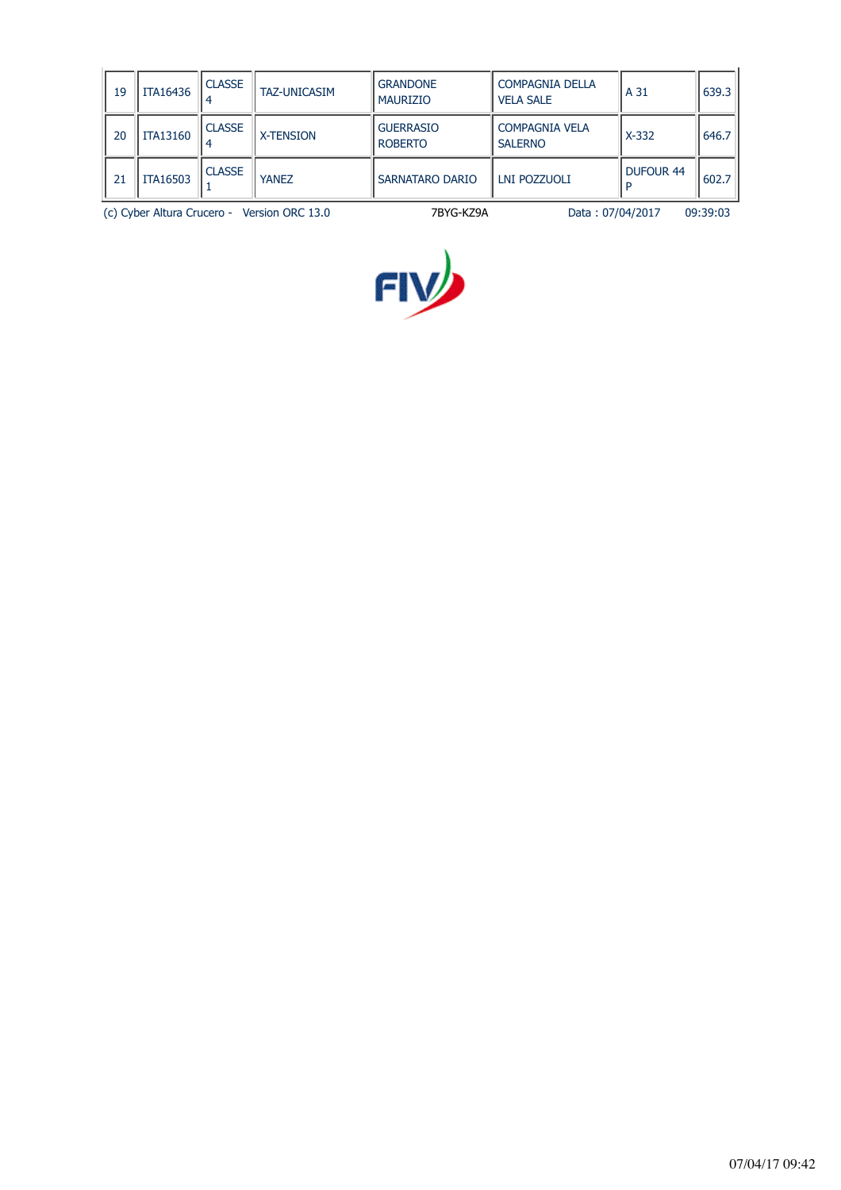| | | | | | | | |
|---|---|---|---|---|---|---|---|
| 19 | ITA16436 | CLASSE 4 | TAZ-UNICASIM | GRANDONE MAURIZIO | COMPAGNIA DELLA VELA SALE | A 31 | 639.3 |
| 20 | ITA13160 | CLASSE 4 | X-TENSION | GUERRASIO ROBERTO | COMPAGNIA VELA SALERNO | X-332 | 646.7 |
| 21 | ITA16503 | CLASSE 1 | YANEZ | SARNATARO DARIO | LNI POZZUOLI | DUFOUR 44 P | 602.7 |

(c) Cyber Altura Crucero - Version ORC 13.0 7BYG-KZ9A Data : 07/04/2017 09:39:03

07/04/17 09:42